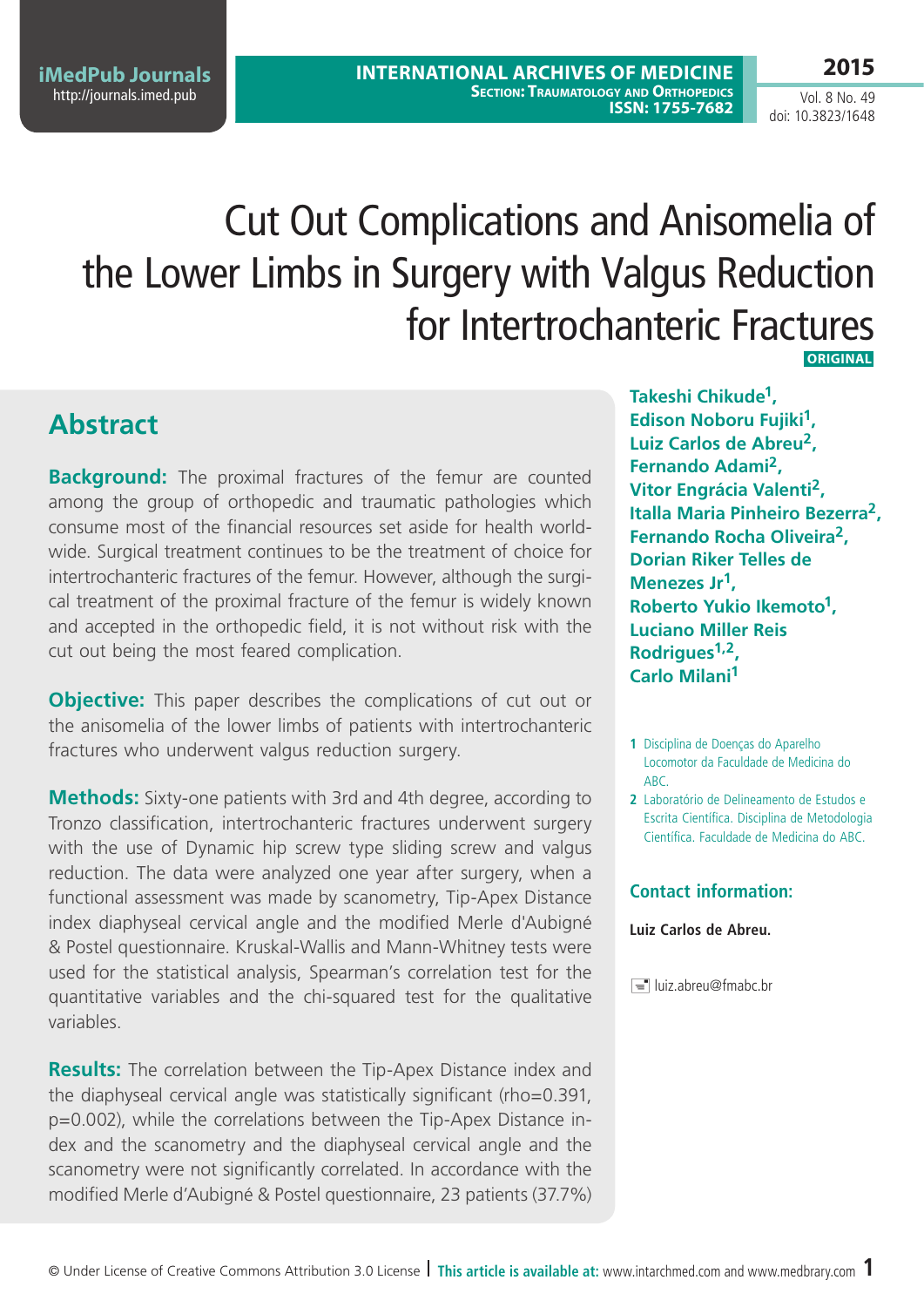# Cut Out Complications and Anisomelia of the Lower Limbs in Surgery with Valgus Reduction for Intertrochanteric Fractures

**ORIGINAL**

**Takeshi Chikude[1], Edison Noboru Fujiki[1], Luiz Carlos de Abreu[2], Fernando Adami[2], Vitor Engrácia Valenti[2], Italla Maria Pinheiro Bezerra[2], Fernando Rocha Oliveira[2], Dorian Riker Telles de Menezes Jr[1], Roberto Yukio Ikemoto[1], Luciano Miller Reis Rodrigues[1,2], Carlo Milani[1]**

1 Disciplina de Doenças do Aparelho Locomotor da Faculdade de Medicina do ABC.

2 Laboratório de Delineamento de Estudos e Escrita Científica. Disciplina de Metodologia Científica. Faculdade de Medicina do ABC.

**Contact information:**

**Luiz Carlos de Abreu.**

luiz.abreu@fmabc.br

## Abstract

**Background:** The proximal fractures of the femur are counted among the group of orthopedic and traumatic pathologies which consume most of the financial resources set aside for health worldwide. Surgical treatment continues to be the treatment of choice for intertrochanteric fractures of the femur. However, although the surgical treatment of the proximal fracture of the femur is widely known and accepted in the orthopedic field, it is not without risk with the cut out being the most feared complication.

**Objective:** This paper describes the complications of cut out or the anisomelia of the lower limbs of patients with intertrochanteric fractures who underwent valgus reduction surgery.

**Methods:** Sixty-one patients with 3rd and 4th degree, according to Tronzo classification, intertrochanteric fractures underwent surgery with the use of Dynamic hip screw type sliding screw and valgus reduction. The data were analyzed one year after surgery, when a functional assessment was made by scanometry, Tip-Apex Distance index diaphyseal cervical angle and the modified Merle d'Aubigné & Postel questionnaire. Kruskal-Wallis and Mann-Whitney tests were used for the statistical analysis, Spearman's correlation test for the quantitative variables and the chi-squared test for the qualitative variables.

**Results:** The correlation between the Tip-Apex Distance index and the diaphyseal cervical angle was statistically significant (rho=0.391, p=0.002), while the correlations between the Tip-Apex Distance index and the scanometry and the diaphyseal cervical angle and the scanometry were not significantly correlated. In accordance with the modified Merle d'Aubigné & Postel questionnaire, 23 patients (37.7%)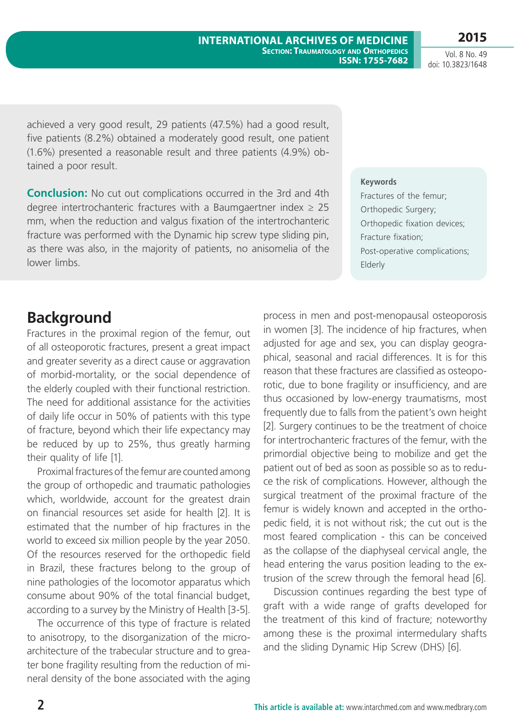achieved a very good result, 29 patients (47.5%) had a good result, five patients (8.2%) obtained a moderately good result, one patient (1.6%) presented a reasonable result and three patients (4.9%) obtained a poor result.

**Conclusion:** No cut out complications occurred in the 3rd and 4th degree intertrochanteric fractures with a Baumgaertner index ≥ 25 mm, when the reduction and valgus fixation of the intertrochanteric fracture was performed with the Dynamic hip screw type sliding pin, as there was also, in the majority of patients, no anisomelia of the lower limbs.

**Keywords**

Fractures of the femur; Orthopedic Surgery; Orthopedic fixation devices; Fracture fixation; Post-operative complications; Elderly

## Background

Fractures in the proximal region of the femur, out of all osteoporotic fractures, present a great impact and greater severity as a direct cause or aggravation of morbid-mortality, or the social dependence of the elderly coupled with their functional restriction. The need for additional assistance for the activities of daily life occur in 50% of patients with this type of fracture, beyond which their life expectancy may be reduced by up to 25%, thus greatly harming their quality of life [1].

Proximal fractures of the femur are counted among the group of orthopedic and traumatic pathologies which, worldwide, account for the greatest drain on financial resources set aside for health [2]. It is estimated that the number of hip fractures in the world to exceed six million people by the year 2050. Of the resources reserved for the orthopedic field in Brazil, these fractures belong to the group of nine pathologies of the locomotor apparatus which consume about 90% of the total financial budget, according to a survey by the Ministry of Health [3-5].

The occurrence of this type of fracture is related to anisotropy, to the disorganization of the microarchitecture of the trabecular structure and to greater bone fragility resulting from the reduction of mineral density of the bone associated with the aging process in men and post-menopausal osteoporosis in women [3]. The incidence of hip fractures, when adjusted for age and sex, you can display geographical, seasonal and racial differences. It is for this reason that these fractures are classified as osteoporotic, due to bone fragility or insufficiency, and are thus occasioned by low-energy traumatisms, most frequently due to falls from the patient's own height [2]. Surgery continues to be the treatment of choice for intertrochanteric fractures of the femur, with the primordial objective being to mobilize and get the patient out of bed as soon as possible so as to reduce the risk of complications. However, although the surgical treatment of the proximal fracture of the femur is widely known and accepted in the orthopedic field, it is not without risk; the cut out is the most feared complication - this can be conceived as the collapse of the diaphyseal cervical angle, the head entering the varus position leading to the extrusion of the screw through the femoral head [6].

Discussion continues regarding the best type of graft with a wide range of grafts developed for the treatment of this kind of fracture; noteworthy among these is the proximal intermedulary shafts and the sliding Dynamic Hip Screw (DHS) [6].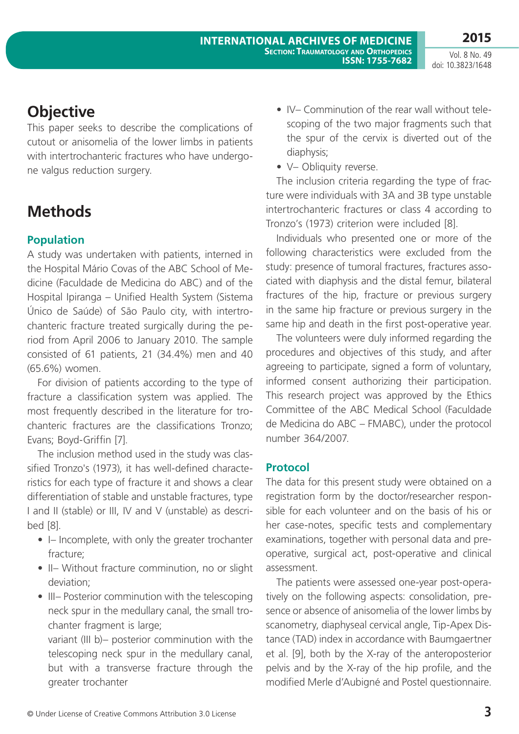## Objective

This paper seeks to describe the complications of cutout or anisomelia of the lower limbs in patients with intertrochanteric fractures who have undergone valgus reduction surgery.

## Methods

### Population

A study was undertaken with patients, interned in the Hospital Mário Covas of the ABC School of Medicine (Faculdade de Medicina do ABC) and of the Hospital Ipiranga – Unified Health System (Sistema Único de Saúde) of São Paulo city, with intertrochanteric fracture treated surgically during the period from April 2006 to January 2010. The sample consisted of 61 patients, 21 (34.4%) men and 40 (65.6%) women.

For division of patients according to the type of fracture a classification system was applied. The most frequently described in the literature for trochanteric fractures are the classifications Tronzo; Evans; Boyd-Griffin [7].

The inclusion method used in the study was classified Tronzo's (1973), it has well-defined characteristics for each type of fracture it and shows a clear differentiation of stable and unstable fractures, type I and II (stable) or III, IV and V (unstable) as described [8].

- I– Incomplete, with only the greater trochanter fracture;
- II– Without fracture comminution, no or slight deviation;
- III– Posterior comminution with the telescoping neck spur in the medullary canal, the small trochanter fragment is large;
  variant (III b)– posterior comminution with the telescoping neck spur in the medullary canal, but with a transverse fracture through the greater trochanter
- IV– Comminution of the rear wall without telescoping of the two major fragments such that the spur of the cervix is diverted out of the diaphysis;
- V– Obliquity reverse.

The inclusion criteria regarding the type of fracture were individuals with 3A and 3B type unstable intertrochanteric fractures or class 4 according to Tronzo's (1973) criterion were included [8].

Individuals who presented one or more of the following characteristics were excluded from the study: presence of tumoral fractures, fractures associated with diaphysis and the distal femur, bilateral fractures of the hip, fracture or previous surgery in the same hip fracture or previous surgery in the same hip and death in the first post-operative year.

The volunteers were duly informed regarding the procedures and objectives of this study, and after agreeing to participate, signed a form of voluntary, informed consent authorizing their participation. This research project was approved by the Ethics Committee of the ABC Medical School (Faculdade de Medicina do ABC – FMABC), under the protocol number 364/2007.

### Protocol

The data for this present study were obtained on a registration form by the doctor/researcher responsible for each volunteer and on the basis of his or her case-notes, specific tests and complementary examinations, together with personal data and pre-operative, surgical act, post-operative and clinical assessment.

The patients were assessed one-year post-operatively on the following aspects: consolidation, presence or absence of anisomelia of the lower limbs by scanometry, diaphyseal cervical angle, Tip-Apex Distance (TAD) index in accordance with Baumgaertner et al. [9], both by the X-ray of the anteroposterior pelvis and by the X-ray of the hip profile, and the modified Merle d'Aubigné and Postel questionnaire.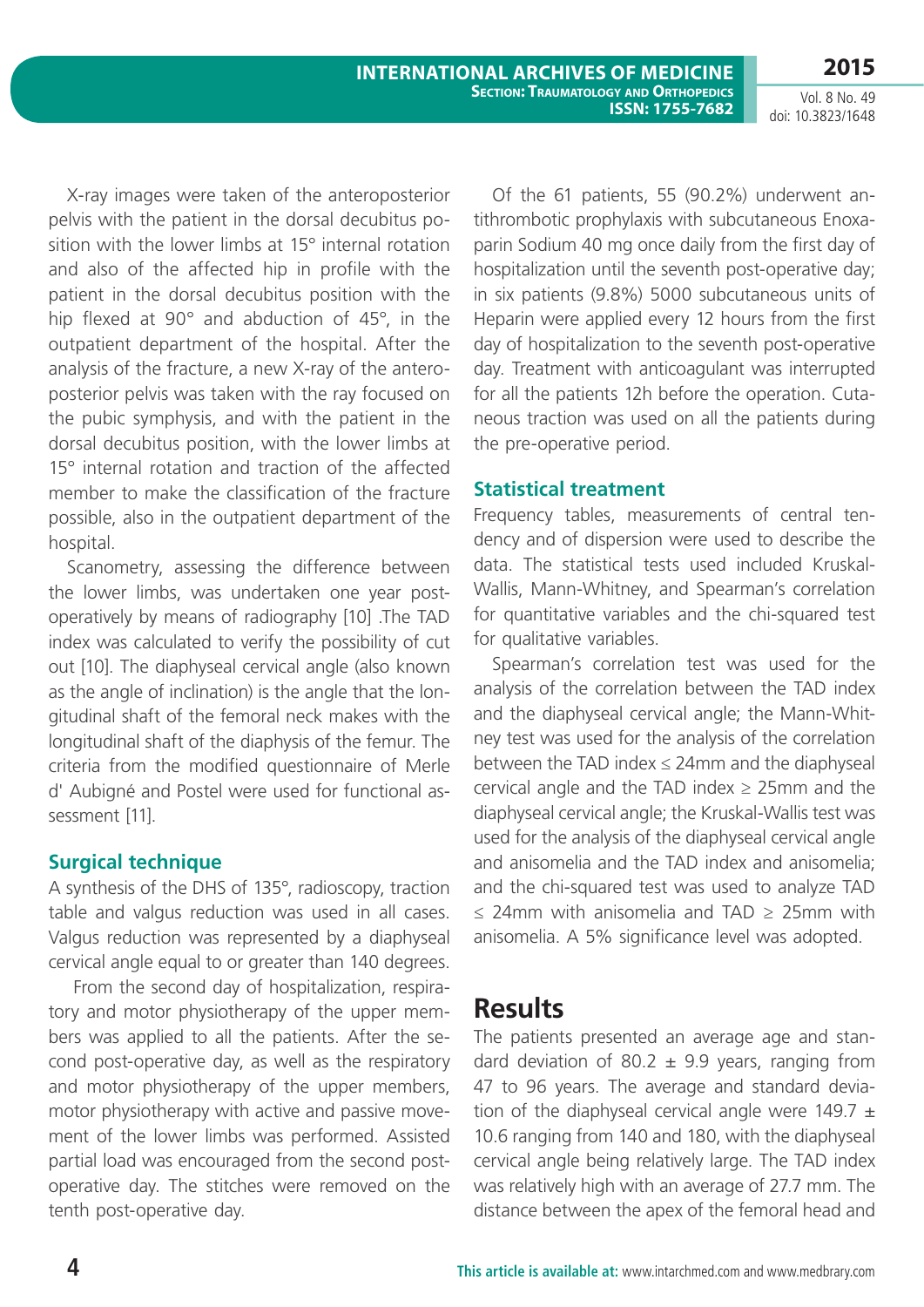X-ray images were taken of the anteroposterior pelvis with the patient in the dorsal decubitus position with the lower limbs at 15° internal rotation and also of the affected hip in profile with the patient in the dorsal decubitus position with the hip flexed at 90° and abduction of 45°, in the outpatient department of the hospital. After the analysis of the fracture, a new X-ray of the anteroposterior pelvis was taken with the ray focused on the pubic symphysis, and with the patient in the dorsal decubitus position, with the lower limbs at 15° internal rotation and traction of the affected member to make the classification of the fracture possible, also in the outpatient department of the hospital.

Scanometry, assessing the difference between the lower limbs, was undertaken one year post-operatively by means of radiography [10] .The TAD index was calculated to verify the possibility of cut out [10]. The diaphyseal cervical angle (also known as the angle of inclination) is the angle that the longitudinal shaft of the femoral neck makes with the longitudinal shaft of the diaphysis of the femur. The criteria from the modified questionnaire of Merle d' Aubigné and Postel were used for functional assessment [11].

## Surgical technique

A synthesis of the DHS of 135°, radioscopy, traction table and valgus reduction was used in all cases. Valgus reduction was represented by a diaphyseal cervical angle equal to or greater than 140 degrees.

From the second day of hospitalization, respiratory and motor physiotherapy of the upper members was applied to all the patients. After the second post-operative day, as well as the respiratory and motor physiotherapy of the upper members, motor physiotherapy with active and passive movement of the lower limbs was performed. Assisted partial load was encouraged from the second post-operative day. The stitches were removed on the tenth post-operative day.

Of the 61 patients, 55 (90.2%) underwent antithrombotic prophylaxis with subcutaneous Enoxaparin Sodium 40 mg once daily from the first day of hospitalization until the seventh post-operative day; in six patients (9.8%) 5000 subcutaneous units of Heparin were applied every 12 hours from the first day of hospitalization to the seventh post-operative day. Treatment with anticoagulant was interrupted for all the patients 12h before the operation. Cutaneous traction was used on all the patients during the pre-operative period.

## Statistical treatment

Frequency tables, measurements of central tendency and of dispersion were used to describe the data. The statistical tests used included Kruskal-Wallis, Mann-Whitney, and Spearman's correlation for quantitative variables and the chi-squared test for qualitative variables.

Spearman's correlation test was used for the analysis of the correlation between the TAD index and the diaphyseal cervical angle; the Mann-Whitney test was used for the analysis of the correlation between the TAD index ≤ 24mm and the diaphyseal cervical angle and the TAD index ≥ 25mm and the diaphyseal cervical angle; the Kruskal-Wallis test was used for the analysis of the diaphyseal cervical angle and anisomelia and the TAD index and anisomelia; and the chi-squared test was used to analyze TAD ≤ 24mm with anisomelia and TAD ≥ 25mm with anisomelia. A 5% significance level was adopted.

# Results

The patients presented an average age and standard deviation of 80.2 ± 9.9 years, ranging from 47 to 96 years. The average and standard deviation of the diaphyseal cervical angle were 149.7 ± 10.6 ranging from 140 and 180, with the diaphyseal cervical angle being relatively large. The TAD index was relatively high with an average of 27.7 mm. The distance between the apex of the femoral head and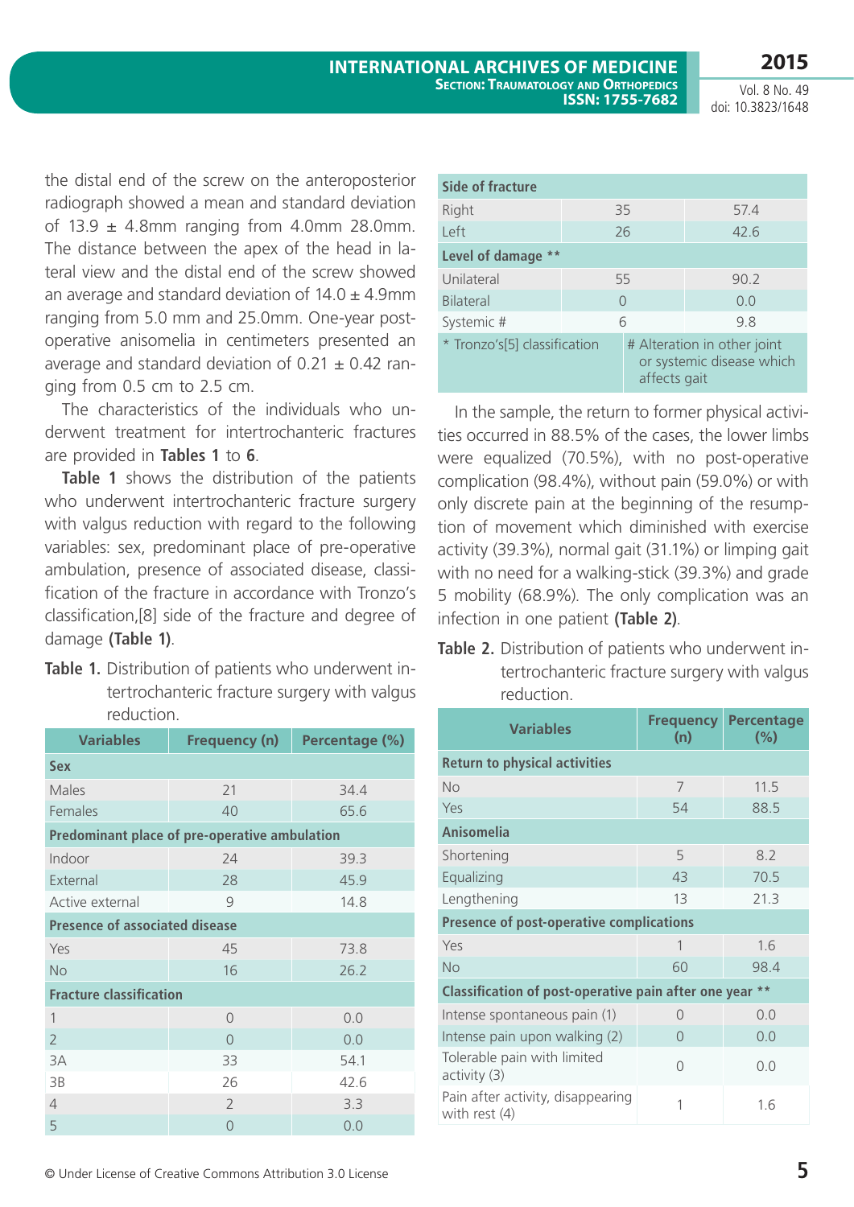the distal end of the screw on the anteroposterior radiograph showed a mean and standard deviation of 13.9 ± 4.8mm ranging from 4.0mm 28.0mm. The distance between the apex of the head in lateral view and the distal end of the screw showed an average and standard deviation of 14.0 ± 4.9mm ranging from 5.0 mm and 25.0mm. One-year post-operative anisomelia in centimeters presented an average and standard deviation of 0.21 ± 0.42 ranging from 0.5 cm to 2.5 cm.

The characteristics of the individuals who underwent treatment for intertrochanteric fractures are provided in **Tables 1** to **6**.

**Table 1** shows the distribution of the patients who underwent intertrochanteric fracture surgery with valgus reduction with regard to the following variables: sex, predominant place of pre-operative ambulation, presence of associated disease, classification of the fracture in accordance with Tronzo's classification,[8] side of the fracture and degree of damage **(Table 1)**.

**Table 1.** Distribution of patients who underwent intertrochanteric fracture surgery with valgus reduction.

| Variables | Frequency (n) | Percentage (%) |
|---|---|---|
| **Sex** | | |
| Males | 21 | 34.4 |
| Females | 40 | 65.6 |
| **Predominant place of pre-operative ambulation** | | |
| Indoor | 24 | 39.3 |
| External | 28 | 45.9 |
| Active external | 9 | 14.8 |
| **Presence of associated disease** | | |
| Yes | 45 | 73.8 |
| No | 16 | 26.2 |
| **Fracture classification** | | |
| 1 | 0 | 0.0 |
| 2 | 0 | 0.0 |
| 3A | 33 | 54.1 |
| 3B | 26 | 42.6 |
| 4 | 2 | 3.3 |
| 5 | 0 | 0.0 |
| **Side of fracture** | | |
| Right | 35 | 57.4 |
| Left | 26 | 42.6 |
| **Level of damage \*\*** | | |
| Unilateral | 55 | 90.2 |
| Bilateral | 0 | 0.0 |
| Systemic # | 6 | 9.8 |
| \* Tronzo's[5] classification | # Alteration in other joint or systemic disease which affects gait | |

In the sample, the return to former physical activities occurred in 88.5% of the cases, the lower limbs were equalized (70.5%), with no post-operative complication (98.4%), without pain (59.0%) or with only discrete pain at the beginning of the resumption of movement which diminished with exercise activity (39.3%), normal gait (31.1%) or limping gait with no need for a walking-stick (39.3%) and grade 5 mobility (68.9%). The only complication was an infection in one patient **(Table 2)**.

**Table 2.** Distribution of patients who underwent intertrochanteric fracture surgery with valgus reduction.

| Variables | Frequency (n) | Percentage (%) |
|---|---|---|
| **Return to physical activities** | | |
| No | 7 | 11.5 |
| Yes | 54 | 88.5 |
| **Anisomelia** | | |
| Shortening | 5 | 8.2 |
| Equalizing | 43 | 70.5 |
| Lengthening | 13 | 21.3 |
| **Presence of post-operative complications** | | |
| Yes | 1 | 1.6 |
| No | 60 | 98.4 |
| **Classification of post-operative pain after one year \*\*** | | |
| Intense spontaneous pain (1) | 0 | 0.0 |
| Intense pain upon walking (2) | 0 | 0.0 |
| Tolerable pain with limited activity (3) | 0 | 0.0 |
| Pain after activity, disappearing with rest (4) | 1 | 1.6 |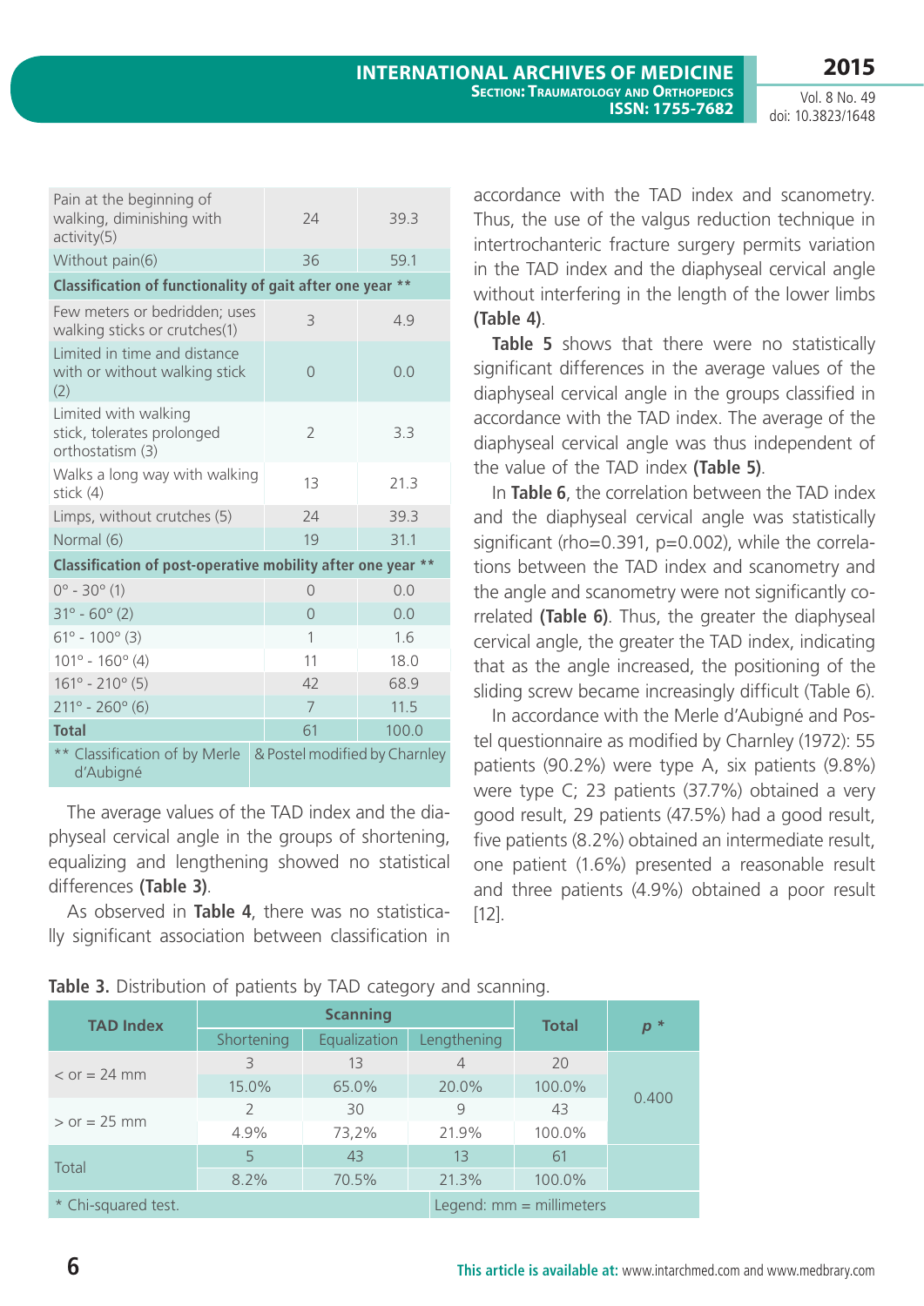| | | |
|---|---|---|
| Pain at the beginning of walking, diminishing with activity(5) | 24 | 39.3 |
| Without pain(6) | 36 | 59.1 |
| **Classification of functionality of gait after one year \*\*** | | |
| Few meters or bedridden; uses walking sticks or crutches(1) | 3 | 4.9 |
| Limited in time and distance with or without walking stick (2) | 0 | 0.0 |
| Limited with walking stick, tolerates prolonged orthostatism (3) | 2 | 3.3 |
| Walks a long way with walking stick (4) | 13 | 21.3 |
| Limps, without crutches (5) | 24 | 39.3 |
| Normal (6) | 19 | 31.1 |
| **Classification of post-operative mobility after one year \*\*** | | |
| 0° - 30° (1) | 0 | 0.0 |
| 31° - 60° (2) | 0 | 0.0 |
| 61° - 100° (3) | 1 | 1.6 |
| 101° - 160° (4) | 11 | 18.0 |
| 161° - 210° (5) | 42 | 68.9 |
| 211° - 260° (6) | 7 | 11.5 |
| **Total** | 61 | 100.0 |
| \*\* Classification of by Merle d'Aubigné & Postel modified by Charnley | | |

The average values of the TAD index and the diaphyseal cervical angle in the groups of shortening, equalizing and lengthening showed no statistical differences **(Table 3)**.

As observed in **Table 4**, there was no statistically significant association between classification in accordance with the TAD index and scanometry. Thus, the use of the valgus reduction technique in intertrochanteric fracture surgery permits variation in the TAD index and the diaphyseal cervical angle without interfering in the length of the lower limbs **(Table 4)**.

**Table 5** shows that there were no statistically significant differences in the average values of the diaphyseal cervical angle in the groups classified in accordance with the TAD index. The average of the diaphyseal cervical angle was thus independent of the value of the TAD index **(Table 5)**.

In **Table 6**, the correlation between the TAD index and the diaphyseal cervical angle was statistically significant (rho=0.391, p=0.002), while the correlations between the TAD index and scanometry and the angle and scanometry were not significantly correlated **(Table 6)**. Thus, the greater the diaphyseal cervical angle, the greater the TAD index, indicating that as the angle increased, the positioning of the sliding screw became increasingly difficult (Table 6).

In accordance with the Merle d'Aubigné and Postel questionnaire as modified by Charnley (1972): 55 patients (90.2%) were type A, six patients (9.8%) were type C; 23 patients (37.7%) obtained a very good result, 29 patients (47.5%) had a good result, five patients (8.2%) obtained an intermediate result, one patient (1.6%) presented a reasonable result and three patients (4.9%) obtained a poor result [12].

**Table 3.** Distribution of patients by TAD category and scanning.

| TAD Index | Scanning | | | Total | *p* \* |
|---|---|---|---|---|---|
| | Shortening | Equalization | Lengthening | | |
| < or = 24 mm | 3 | 13 | 4 | 20 | 0.400 |
| | 15.0% | 65.0% | 20.0% | 100.0% | |
| > or = 25 mm | 2 | 30 | 9 | 43 | |
| | 4.9% | 73,2% | 21.9% | 100.0% | |
| Total | 5 | 43 | 13 | 61 | |
| | 8.2% | 70.5% | 21.3% | 100.0% | |

\* Chi-squared test. Legend: mm = millimeters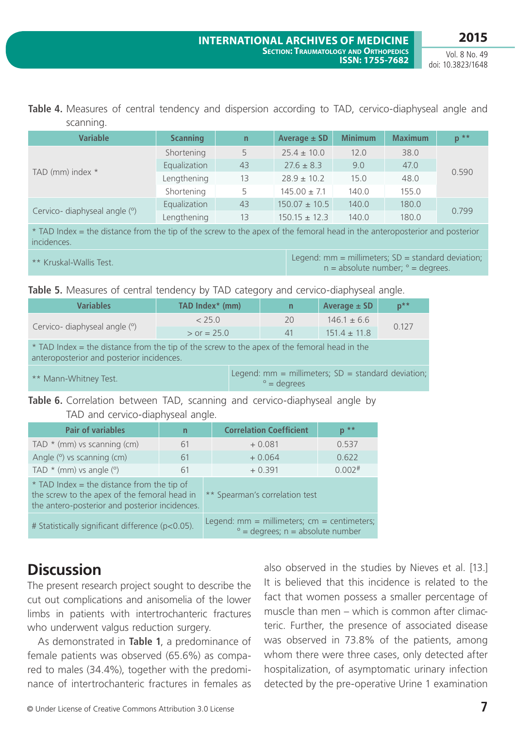**Table 4.** Measures of central tendency and dispersion according to TAD, cervico-diaphyseal angle and scanning.

| Variable | Scanning | n | Average ± SD | Minimum | Maximum | p ** |
|---|---|---|---|---|---|---|
| TAD (mm) index * | Shortening | 5 | 25.4 ± 10.0 | 12.0 | 38.0 | 0.590 |
| | Equalization | 43 | 27.6 ± 8.3 | 9.0 | 47.0 | |
| | Lengthening | 13 | 28.9 ± 10.2 | 15.0 | 48.0 | |
| Cervico- diaphyseal angle (°) | Shortening | 5 | 145.00 ± 7.1 | 140.0 | 155.0 | 0.799 |
| | Equalization | 43 | 150.07 ± 10.5 | 140.0 | 180.0 | |
| | Lengthening | 13 | 150.15 ± 12.3 | 140.0 | 180.0 | |

\* TAD Index = the distance from the tip of the screw to the apex of the femoral head in the anteroposterior and posterior incidences.

** Kruskal-Wallis Test.

Legend: mm = millimeters; SD = standard deviation; n = absolute number; ° = degrees.

**Table 5.** Measures of central tendency by TAD category and cervico-diaphyseal angle.

| Variables | TAD Index* (mm) | n | Average ± SD | p** |
|---|---|---|---|---|
| Cervico- diaphyseal angle (°) | < 25.0 | 20 | 146.1 ± 6.6 | 0.127 |
| | > or = 25.0 | 41 | 151.4 ± 11.8 | |

\* TAD Index = the distance from the tip of the screw to the apex of the femoral head in the anteroposterior and posterior incidences.

** Mann-Whitney Test.

Legend: mm = millimeters; SD = standard deviation; ° = degrees

**Table 6.** Correlation between TAD, scanning and cervico-diaphyseal angle by TAD and cervico-diaphyseal angle.

| Pair of variables | n | Correlation Coefficient | p ** |
|---|---|---|---|
| TAD * (mm) vs scanning (cm) | 61 | + 0.081 | 0.537 |
| Angle (°) vs scanning (cm) | 61 | + 0.064 | 0.622 |
| TAD * (mm) vs angle (°) | 61 | + 0.391 | 0.002# |

\* TAD Index = the distance from the tip of the screw to the apex of the femoral head in the antero-posterior and posterior incidences.

** Spearman's correlation test

\# Statistically significant difference (p<0.05).

Legend: mm = millimeters; cm = centimeters; ° = degrees; n = absolute number

# Discussion

The present research project sought to describe the cut out complications and anisomelia of the lower limbs in patients with intertrochanteric fractures who underwent valgus reduction surgery.

As demonstrated in **Table 1**, a predominance of female patients was observed (65.6%) as compared to males (34.4%), together with the predominance of intertrochanteric fractures in females as also observed in the studies by Nieves et al. [13.] It is believed that this incidence is related to the fact that women possess a smaller percentage of muscle than men – which is common after climacteric. Further, the presence of associated disease was observed in 73.8% of the patients, among whom there were three cases, only detected after hospitalization, of asymptomatic urinary infection detected by the pre-operative Urine 1 examination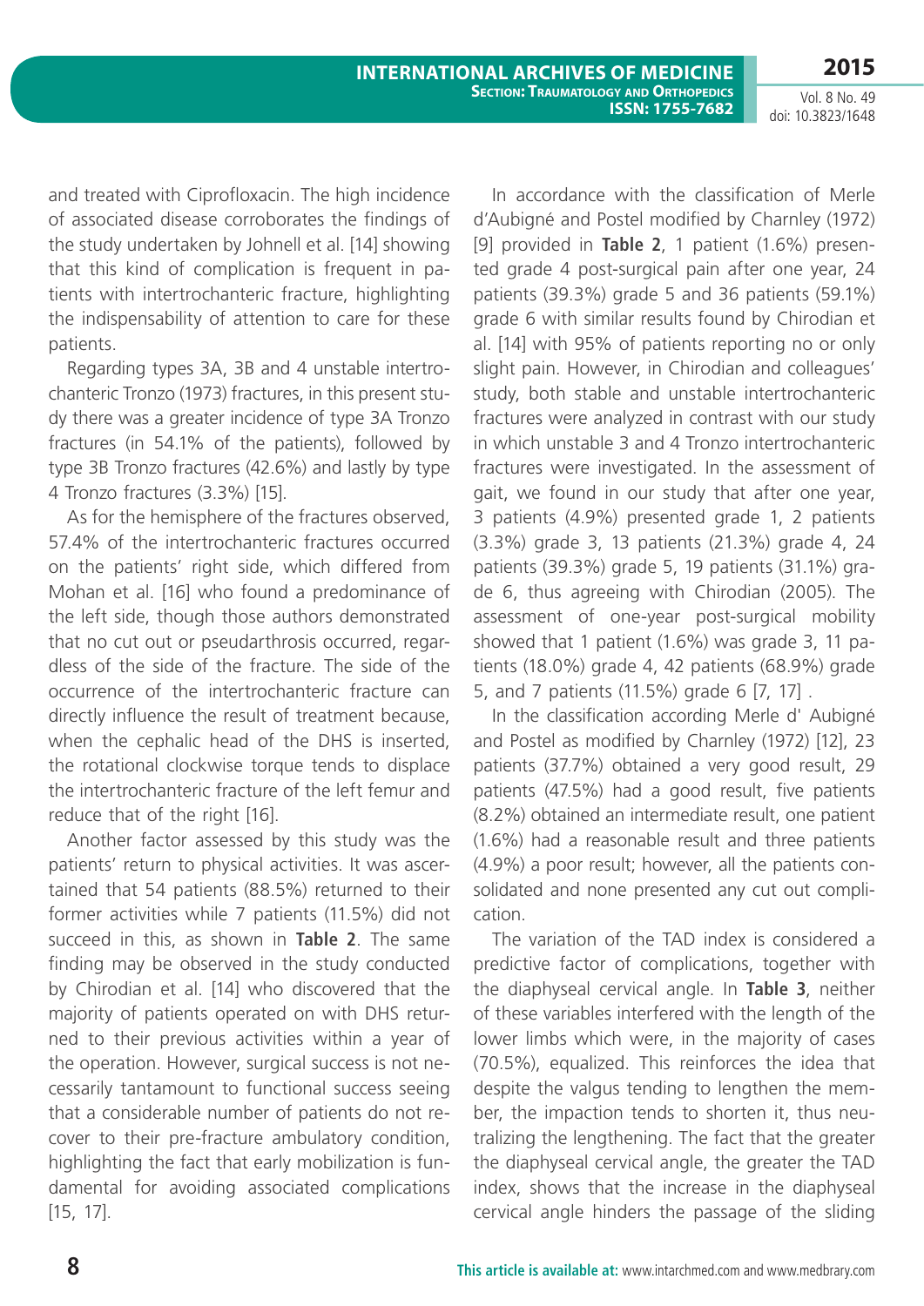and treated with Ciprofloxacin. The high incidence of associated disease corroborates the findings of the study undertaken by Johnell et al. [14] showing that this kind of complication is frequent in patients with intertrochanteric fracture, highlighting the indispensability of attention to care for these patients.

Regarding types 3A, 3B and 4 unstable intertrochanteric Tronzo (1973) fractures, in this present study there was a greater incidence of type 3A Tronzo fractures (in 54.1% of the patients), followed by type 3B Tronzo fractures (42.6%) and lastly by type 4 Tronzo fractures (3.3%) [15].

As for the hemisphere of the fractures observed, 57.4% of the intertrochanteric fractures occurred on the patients' right side, which differed from Mohan et al. [16] who found a predominance of the left side, though those authors demonstrated that no cut out or pseudarthrosis occurred, regardless of the side of the fracture. The side of the occurrence of the intertrochanteric fracture can directly influence the result of treatment because, when the cephalic head of the DHS is inserted, the rotational clockwise torque tends to displace the intertrochanteric fracture of the left femur and reduce that of the right [16].

Another factor assessed by this study was the patients' return to physical activities. It was ascertained that 54 patients (88.5%) returned to their former activities while 7 patients (11.5%) did not succeed in this, as shown in **Table 2**. The same finding may be observed in the study conducted by Chirodian et al. [14] who discovered that the majority of patients operated on with DHS returned to their previous activities within a year of the operation. However, surgical success is not necessarily tantamount to functional success seeing that a considerable number of patients do not recover to their pre-fracture ambulatory condition, highlighting the fact that early mobilization is fundamental for avoiding associated complications [15, 17].

In accordance with the classification of Merle d'Aubigné and Postel modified by Charnley (1972) [9] provided in **Table 2**, 1 patient (1.6%) presented grade 4 post-surgical pain after one year, 24 patients (39.3%) grade 5 and 36 patients (59.1%) grade 6 with similar results found by Chirodian et al. [14] with 95% of patients reporting no or only slight pain. However, in Chirodian and colleagues' study, both stable and unstable intertrochanteric fractures were analyzed in contrast with our study in which unstable 3 and 4 Tronzo intertrochanteric fractures were investigated. In the assessment of gait, we found in our study that after one year, 3 patients (4.9%) presented grade 1, 2 patients (3.3%) grade 3, 13 patients (21.3%) grade 4, 24 patients (39.3%) grade 5, 19 patients (31.1%) grade 6, thus agreeing with Chirodian (2005). The assessment of one-year post-surgical mobility showed that 1 patient (1.6%) was grade 3, 11 patients (18.0%) grade 4, 42 patients (68.9%) grade 5, and 7 patients (11.5%) grade 6 [7, 17] .

In the classification according Merle d' Aubigné and Postel as modified by Charnley (1972) [12], 23 patients (37.7%) obtained a very good result, 29 patients (47.5%) had a good result, five patients (8.2%) obtained an intermediate result, one patient (1.6%) had a reasonable result and three patients (4.9%) a poor result; however, all the patients consolidated and none presented any cut out complication.

The variation of the TAD index is considered a predictive factor of complications, together with the diaphyseal cervical angle. In **Table 3**, neither of these variables interfered with the length of the lower limbs which were, in the majority of cases (70.5%), equalized. This reinforces the idea that despite the valgus tending to lengthen the member, the impaction tends to shorten it, thus neutralizing the lengthening. The fact that the greater the diaphyseal cervical angle, the greater the TAD index, shows that the increase in the diaphyseal cervical angle hinders the passage of the sliding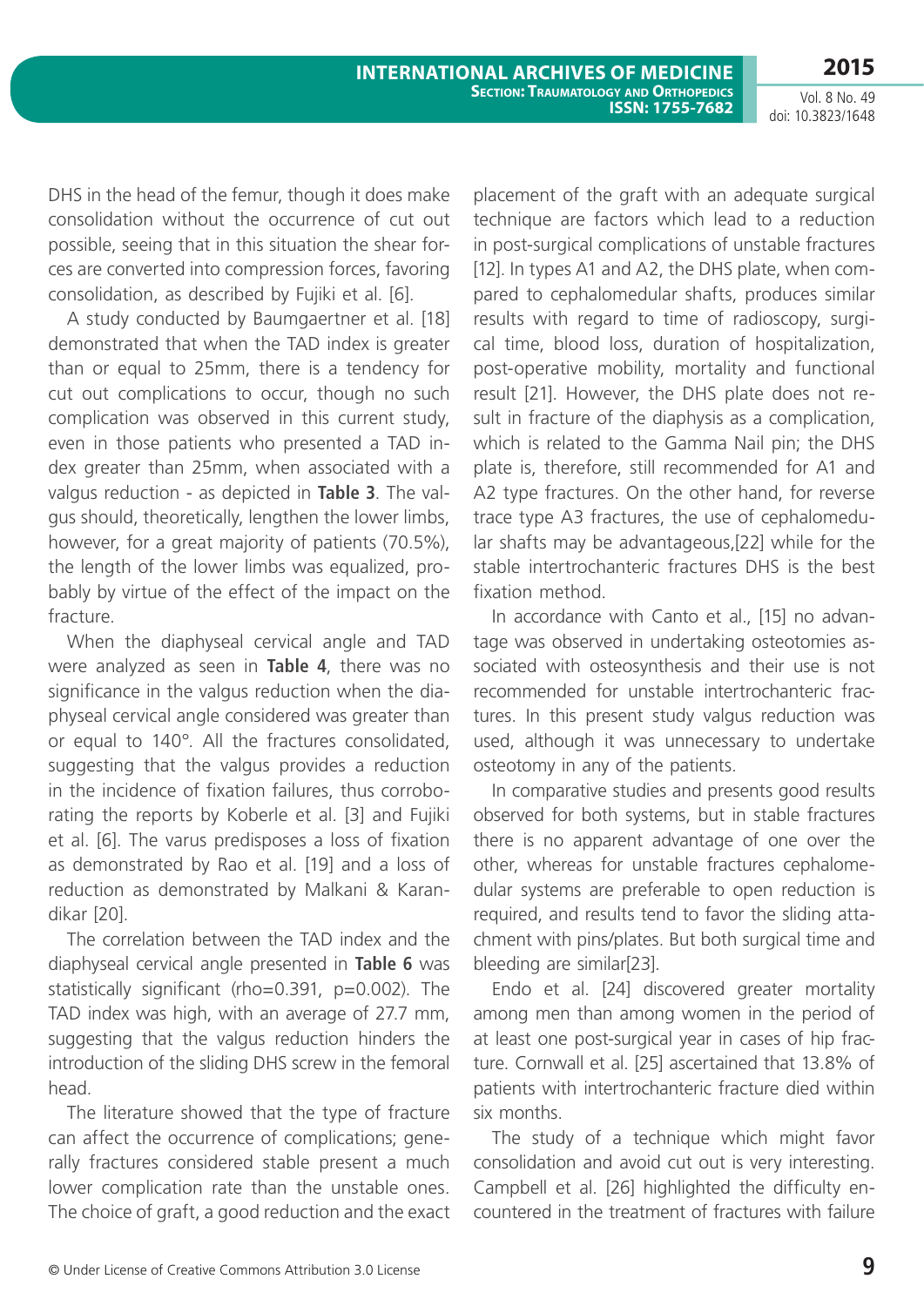DHS in the head of the femur, though it does make consolidation without the occurrence of cut out possible, seeing that in this situation the shear forces are converted into compression forces, favoring consolidation, as described by Fujiki et al. [6].

A study conducted by Baumgaertner et al. [18] demonstrated that when the TAD index is greater than or equal to 25mm, there is a tendency for cut out complications to occur, though no such complication was observed in this current study, even in those patients who presented a TAD index greater than 25mm, when associated with a valgus reduction - as depicted in **Table 3**. The valgus should, theoretically, lengthen the lower limbs, however, for a great majority of patients (70.5%), the length of the lower limbs was equalized, probably by virtue of the effect of the impact on the fracture.

When the diaphyseal cervical angle and TAD were analyzed as seen in **Table 4**, there was no significance in the valgus reduction when the diaphyseal cervical angle considered was greater than or equal to 140°. All the fractures consolidated, suggesting that the valgus provides a reduction in the incidence of fixation failures, thus corroborating the reports by Koberle et al. [3] and Fujiki et al. [6]. The varus predisposes a loss of fixation as demonstrated by Rao et al. [19] and a loss of reduction as demonstrated by Malkani & Karandikar [20].

The correlation between the TAD index and the diaphyseal cervical angle presented in **Table 6** was statistically significant (rho=0.391, p=0.002). The TAD index was high, with an average of 27.7 mm, suggesting that the valgus reduction hinders the introduction of the sliding DHS screw in the femoral head.

The literature showed that the type of fracture can affect the occurrence of complications; generally fractures considered stable present a much lower complication rate than the unstable ones. The choice of graft, a good reduction and the exact placement of the graft with an adequate surgical technique are factors which lead to a reduction in post-surgical complications of unstable fractures [12]. In types A1 and A2, the DHS plate, when compared to cephalomedular shafts, produces similar results with regard to time of radioscopy, surgical time, blood loss, duration of hospitalization, post-operative mobility, mortality and functional result [21]. However, the DHS plate does not result in fracture of the diaphysis as a complication, which is related to the Gamma Nail pin; the DHS plate is, therefore, still recommended for A1 and A2 type fractures. On the other hand, for reverse trace type A3 fractures, the use of cephalomedular shafts may be advantageous,[22] while for the stable intertrochanteric fractures DHS is the best fixation method.

In accordance with Canto et al., [15] no advantage was observed in undertaking osteotomies associated with osteosynthesis and their use is not recommended for unstable intertrochanteric fractures. In this present study valgus reduction was used, although it was unnecessary to undertake osteotomy in any of the patients.

In comparative studies and presents good results observed for both systems, but in stable fractures there is no apparent advantage of one over the other, whereas for unstable fractures cephalomedular systems are preferable to open reduction is required, and results tend to favor the sliding attachment with pins/plates. But both surgical time and bleeding are similar[23].

Endo et al. [24] discovered greater mortality among men than among women in the period of at least one post-surgical year in cases of hip fracture. Cornwall et al. [25] ascertained that 13.8% of patients with intertrochanteric fracture died within six months.

The study of a technique which might favor consolidation and avoid cut out is very interesting. Campbell et al. [26] highlighted the difficulty encountered in the treatment of fractures with failure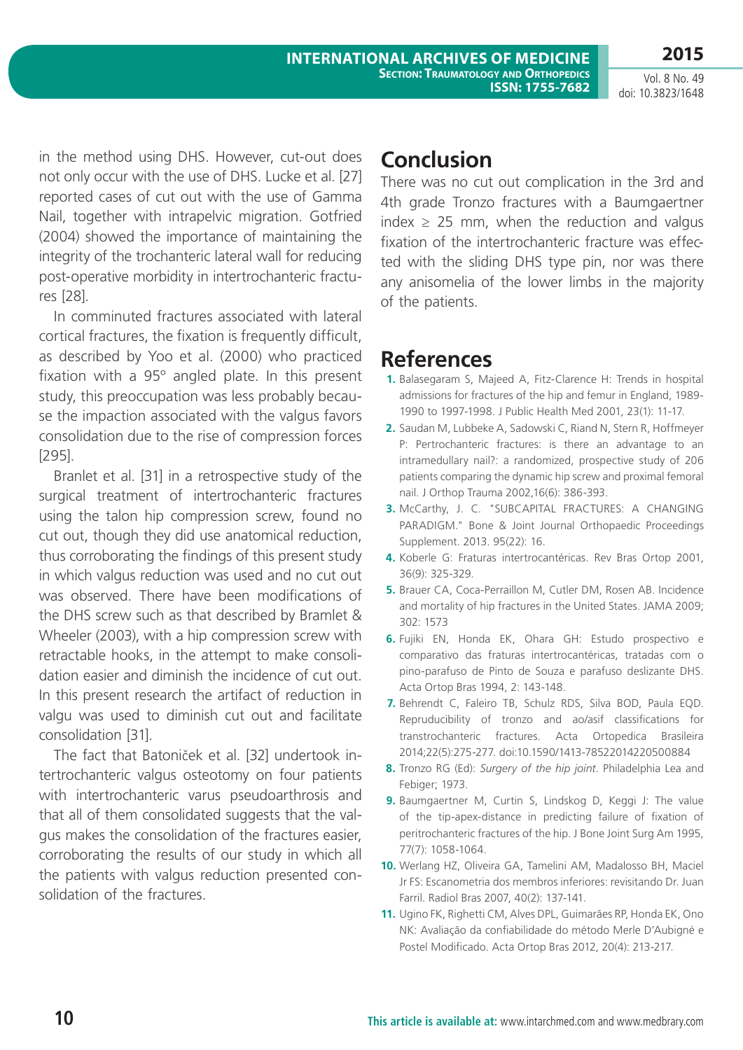in the method using DHS. However, cut-out does not only occur with the use of DHS. Lucke et al. [27] reported cases of cut out with the use of Gamma Nail, together with intrapelvic migration. Gotfried (2004) showed the importance of maintaining the integrity of the trochanteric lateral wall for reducing post-operative morbidity in intertrochanteric fractures [28].

In comminuted fractures associated with lateral cortical fractures, the fixation is frequently difficult, as described by Yoo et al. (2000) who practiced fixation with a 95º angled plate. In this present study, this preoccupation was less probably because the impaction associated with the valgus favors consolidation due to the rise of compression forces [295].

Branlet et al. [31] in a retrospective study of the surgical treatment of intertrochanteric fractures using the talon hip compression screw, found no cut out, though they did use anatomical reduction, thus corroborating the findings of this present study in which valgus reduction was used and no cut out was observed. There have been modifications of the DHS screw such as that described by Bramlet & Wheeler (2003), with a hip compression screw with retractable hooks, in the attempt to make consolidation easier and diminish the incidence of cut out. In this present research the artifact of reduction in valgu was used to diminish cut out and facilitate consolidation [31].

The fact that Batoniček et al. [32] undertook intertrochanteric valgus osteotomy on four patients with intertrochanteric varus pseudoarthrosis and that all of them consolidated suggests that the valgus makes the consolidation of the fractures easier, corroborating the results of our study in which all the patients with valgus reduction presented consolidation of the fractures.

## Conclusion

There was no cut out complication in the 3rd and 4th grade Tronzo fractures with a Baumgaertner index ≥ 25 mm, when the reduction and valgus fixation of the intertrochanteric fracture was effected with the sliding DHS type pin, nor was there any anisomelia of the lower limbs in the majority of the patients.

## References

1. Balasegaram S, Majeed A, Fitz-Clarence H: Trends in hospital admissions for fractures of the hip and femur in England, 1989-1990 to 1997-1998. J Public Health Med 2001, 23(1): 11-17.
2. Saudan M, Lubbeke A, Sadowski C, Riand N, Stern R, Hoffmeyer P: Pertrochanteric fractures: is there an advantage to an intramedullary nail?: a randomized, prospective study of 206 patients comparing the dynamic hip screw and proximal femoral nail. J Orthop Trauma 2002,16(6): 386-393.
3. McCarthy, J. C. "SUBCAPITAL FRACTURES: A CHANGING PARADIGM." Bone & Joint Journal Orthopaedic Proceedings Supplement. 2013. 95(22): 16.
4. Koberle G: Fraturas intertrocantéricas. Rev Bras Ortop 2001, 36(9): 325-329.
5. Brauer CA, Coca-Perraillon M, Cutler DM, Rosen AB. Incidence and mortality of hip fractures in the United States. JAMA 2009; 302: 1573
6. Fujiki EN, Honda EK, Ohara GH: Estudo prospectivo e comparativo das fraturas intertrocantéricas, tratadas com o pino-parafuso de Pinto de Souza e parafuso deslizante DHS. Acta Ortop Bras 1994, 2: 143-148.
7. Behrendt C, Faleiro TB, Schulz RDS, Silva BOD, Paula EQD. Repruducibility of tronzo and ao/asif classifications for transtrochanteric fractures. Acta Ortopedica Brasileira 2014;22(5):275-277. doi:10.1590/1413-78522014220500884
8. Tronzo RG (Ed): *Surgery of the hip joint*. Philadelphia Lea and Febiger; 1973.
9. Baumgaertner M, Curtin S, Lindskog D, Keggi J: The value of the tip-apex-distance in predicting failure of fixation of peritrochanteric fractures of the hip. J Bone Joint Surg Am 1995, 77(7): 1058-1064.
10. Werlang HZ, Oliveira GA, Tamelini AM, Madalosso BH, Maciel Jr FS: Escanometria dos membros inferiores: revisitando Dr. Juan Farril. Radiol Bras 2007, 40(2): 137-141.
11. Ugino FK, Righetti CM, Alves DPL, Guimarães RP, Honda EK, Ono NK: Avaliação da confiabilidade do método Merle D'Aubigné e Postel Modificado. Acta Ortop Bras 2012, 20(4): 213-217.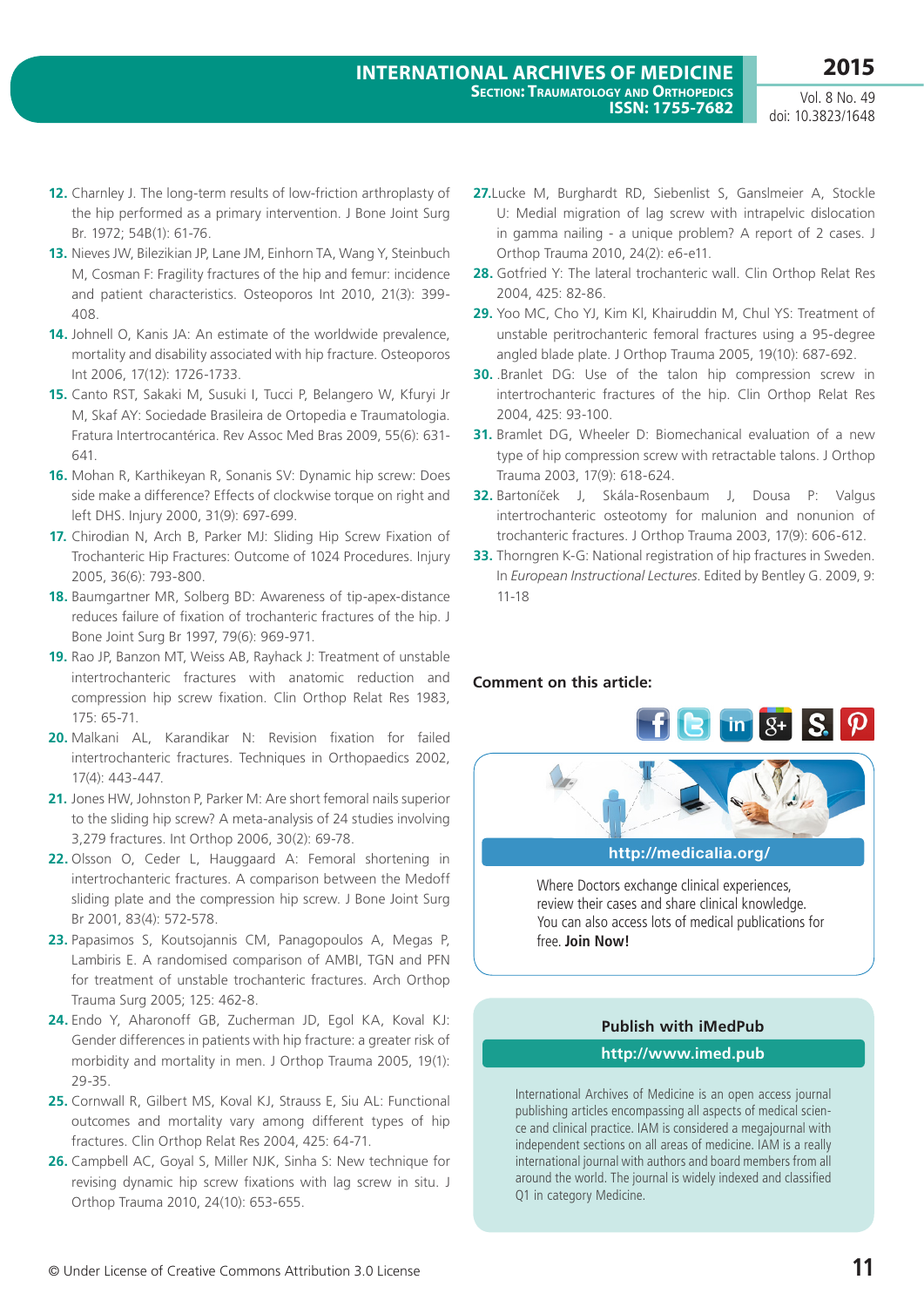12. Charnley J. The long-term results of low-friction arthroplasty of the hip performed as a primary intervention. J Bone Joint Surg Br. 1972; 54B(1): 61-76.
13. Nieves JW, Bilezikian JP, Lane JM, Einhorn TA, Wang Y, Steinbuch M, Cosman F: Fragility fractures of the hip and femur: incidence and patient characteristics. Osteoporos Int 2010, 21(3): 399-408.
14. Johnell O, Kanis JA: An estimate of the worldwide prevalence, mortality and disability associated with hip fracture. Osteoporos Int 2006, 17(12): 1726-1733.
15. Canto RST, Sakaki M, Susuki I, Tucci P, Belangero W, Kfuryi Jr M, Skaf AY: Sociedade Brasileira de Ortopedia e Traumatologia. Fratura Intertrocantérica. Rev Assoc Med Bras 2009, 55(6): 631-641.
16. Mohan R, Karthikeyan R, Sonanis SV: Dynamic hip screw: Does side make a difference? Effects of clockwise torque on right and left DHS. Injury 2000, 31(9): 697-699.
17. Chirodian N, Arch B, Parker MJ: Sliding Hip Screw Fixation of Trochanteric Hip Fractures: Outcome of 1024 Procedures. Injury 2005, 36(6): 793-800.
18. Baumgartner MR, Solberg BD: Awareness of tip-apex-distance reduces failure of fixation of trochanteric fractures of the hip. J Bone Joint Surg Br 1997, 79(6): 969-971.
19. Rao JP, Banzon MT, Weiss AB, Rayhack J: Treatment of unstable intertrochanteric fractures with anatomic reduction and compression hip screw fixation. Clin Orthop Relat Res 1983, 175: 65-71.
20. Malkani AL, Karandikar N: Revision fixation for failed intertrochanteric fractures. Techniques in Orthopaedics 2002, 17(4): 443-447.
21. Jones HW, Johnston P, Parker M: Are short femoral nails superior to the sliding hip screw? A meta-analysis of 24 studies involving 3,279 fractures. Int Orthop 2006, 30(2): 69-78.
22. Olsson O, Ceder L, Hauggaard A: Femoral shortening in intertrochanteric fractures. A comparison between the Medoff sliding plate and the compression hip screw. J Bone Joint Surg Br 2001, 83(4): 572-578.
23. Papasimos S, Koutsojannis CM, Panagopoulos A, Megas P, Lambiris E. A randomised comparison of AMBI, TGN and PFN for treatment of unstable trochanteric fractures. Arch Orthop Trauma Surg 2005; 125: 462-8.
24. Endo Y, Aharonoff GB, Zucherman JD, Egol KA, Koval KJ: Gender differences in patients with hip fracture: a greater risk of morbidity and mortality in men. J Orthop Trauma 2005, 19(1): 29-35.
25. Cornwall R, Gilbert MS, Koval KJ, Strauss E, Siu AL: Functional outcomes and mortality vary among different types of hip fractures. Clin Orthop Relat Res 2004, 425: 64-71.
26. Campbell AC, Goyal S, Miller NJK, Sinha S: New technique for revising dynamic hip screw fixations with lag screw in situ. J Orthop Trauma 2010, 24(10): 653-655.
27. Lucke M, Burghardt RD, Siebenlist S, Ganslmeier A, Stockle U: Medial migration of lag screw with intrapelvic dislocation in gamma nailing - a unique problem? A report of 2 cases. J Orthop Trauma 2010, 24(2): e6-e11.
28. Gotfried Y: The lateral trochanteric wall. Clin Orthop Relat Res 2004, 425: 82-86.
29. Yoo MC, Cho YJ, Kim KI, Khairuddin M, Chul YS: Treatment of unstable peritrochanteric femoral fractures using a 95-degree angled blade plate. J Orthop Trauma 2005, 19(10): 687-692.
30. .Branlet DG: Use of the talon hip compression screw in intertrochanteric fractures of the hip. Clin Orthop Relat Res 2004, 425: 93-100.
31. Bramlet DG, Wheeler D: Biomechanical evaluation of a new type of hip compression screw with retractable talons. J Orthop Trauma 2003, 17(9): 618-624.
32. Bartoníček J, Skála-Rosenbaum J, Dousa P: Valgus intertrochanteric osteotomy for malunion and nonunion of trochanteric fractures. J Orthop Trauma 2003, 17(9): 606-612.
33. Thorngren K-G: National registration of hip fractures in Sweden. In *European Instructional Lectures*. Edited by Bentley G. 2009, 9: 11-18

**Comment on this article:**

http://medicalia.org/

Where Doctors exchange clinical experiences, review their cases and share clinical knowledge. You can also access lots of medical publications for free. **Join Now!**

**Publish with iMedPub**

**http://www.imed.pub**

International Archives of Medicine is an open access journal publishing articles encompassing all aspects of medical science and clinical practice. IAM is considered a megajournal with independent sections on all areas of medicine. IAM is a really international journal with authors and board members from all around the world. The journal is widely indexed and classified Q1 in category Medicine.